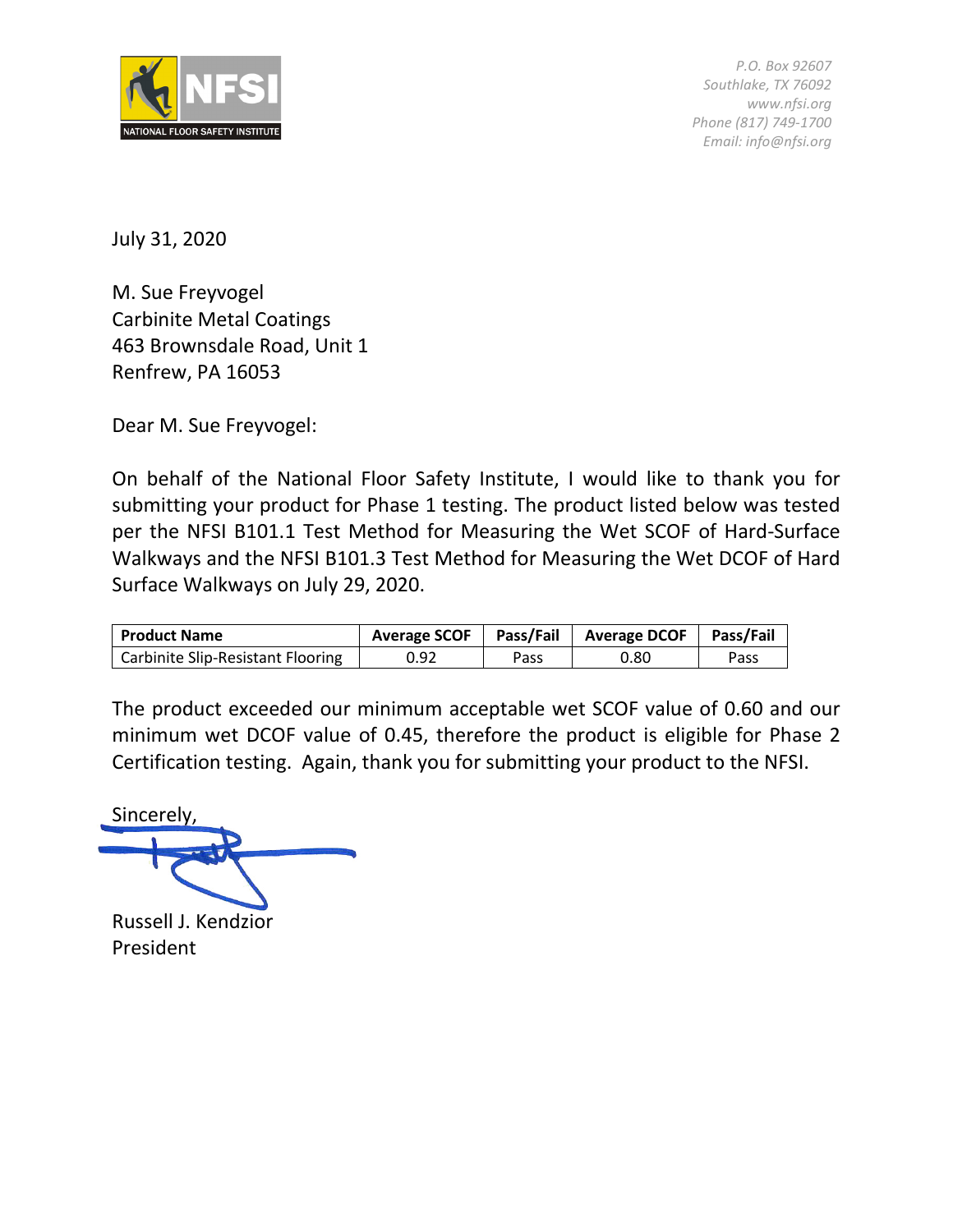NATIONAL FLOOR SAFETY INSTITUTE

*P.O. Box 92607*
*Southlake, TX 76092*
*www.nfsi.org*
*Phone (817) 749-1700*
*Email: info@nfsi.org*

July 31, 2020

M. Sue Freyvogel
Carbinite Metal Coatings
463 Brownsdale Road, Unit 1
Renfrew, PA 16053

Dear M. Sue Freyvogel:

On behalf of the National Floor Safety Institute, I would like to thank you for submitting your product for Phase 1 testing. The product listed below was tested per the NFSI B101.1 Test Method for Measuring the Wet SCOF of Hard-Surface Walkways and the NFSI B101.3 Test Method for Measuring the Wet DCOF of Hard Surface Walkways on July 29, 2020.

| Product Name | Average SCOF | Pass/Fail | Average DCOF | Pass/Fail |
|---|---|---|---|---|
| Carbinite Slip-Resistant Flooring | 0.92 | Pass | 0.80 | Pass |

The product exceeded our minimum acceptable wet SCOF value of 0.60 and our minimum wet DCOF value of 0.45, therefore the product is eligible for Phase 2 Certification testing. Again, thank you for submitting your product to the NFSI.

Sincerely,

Russell J. Kendzior
President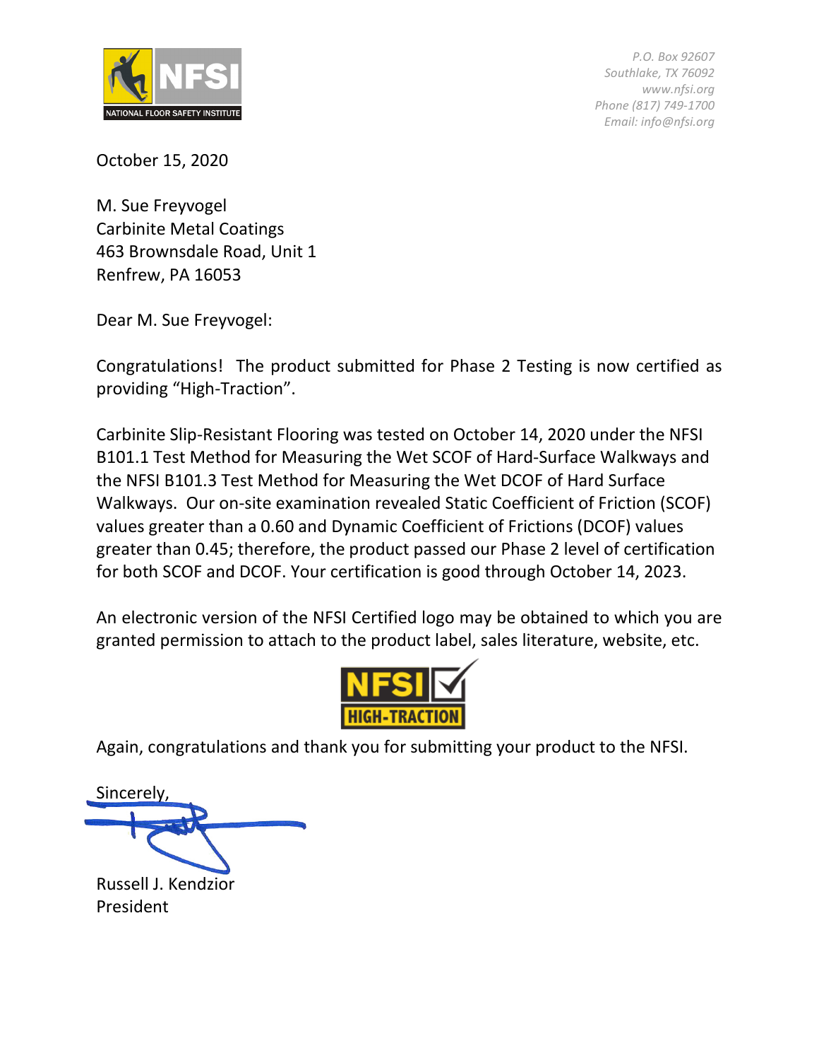NFSI
NATIONAL FLOOR SAFETY INSTITUTE

*P.O. Box 92607*
*Southlake, TX 76092*
*www.nfsi.org*
*Phone (817) 749-1700*
*Email: info@nfsi.org*

October 15, 2020

M. Sue Freyvogel
Carbinite Metal Coatings
463 Brownsdale Road, Unit 1
Renfrew, PA 16053

Dear M. Sue Freyvogel:

Congratulations! The product submitted for Phase 2 Testing is now certified as providing "High-Traction".

Carbinite Slip-Resistant Flooring was tested on October 14, 2020 under the NFSI B101.1 Test Method for Measuring the Wet SCOF of Hard-Surface Walkways and the NFSI B101.3 Test Method for Measuring the Wet DCOF of Hard Surface Walkways. Our on-site examination revealed Static Coefficient of Friction (SCOF) values greater than a 0.60 and Dynamic Coefficient of Frictions (DCOF) values greater than 0.45; therefore, the product passed our Phase 2 level of certification for both SCOF and DCOF. Your certification is good through October 14, 2023.

An electronic version of the NFSI Certified logo may be obtained to which you are granted permission to attach to the product label, sales literature, website, etc.

NFSI HIGH-TRACTION

Again, congratulations and thank you for submitting your product to the NFSI.

Sincerely,

Russell J. Kendzior
President